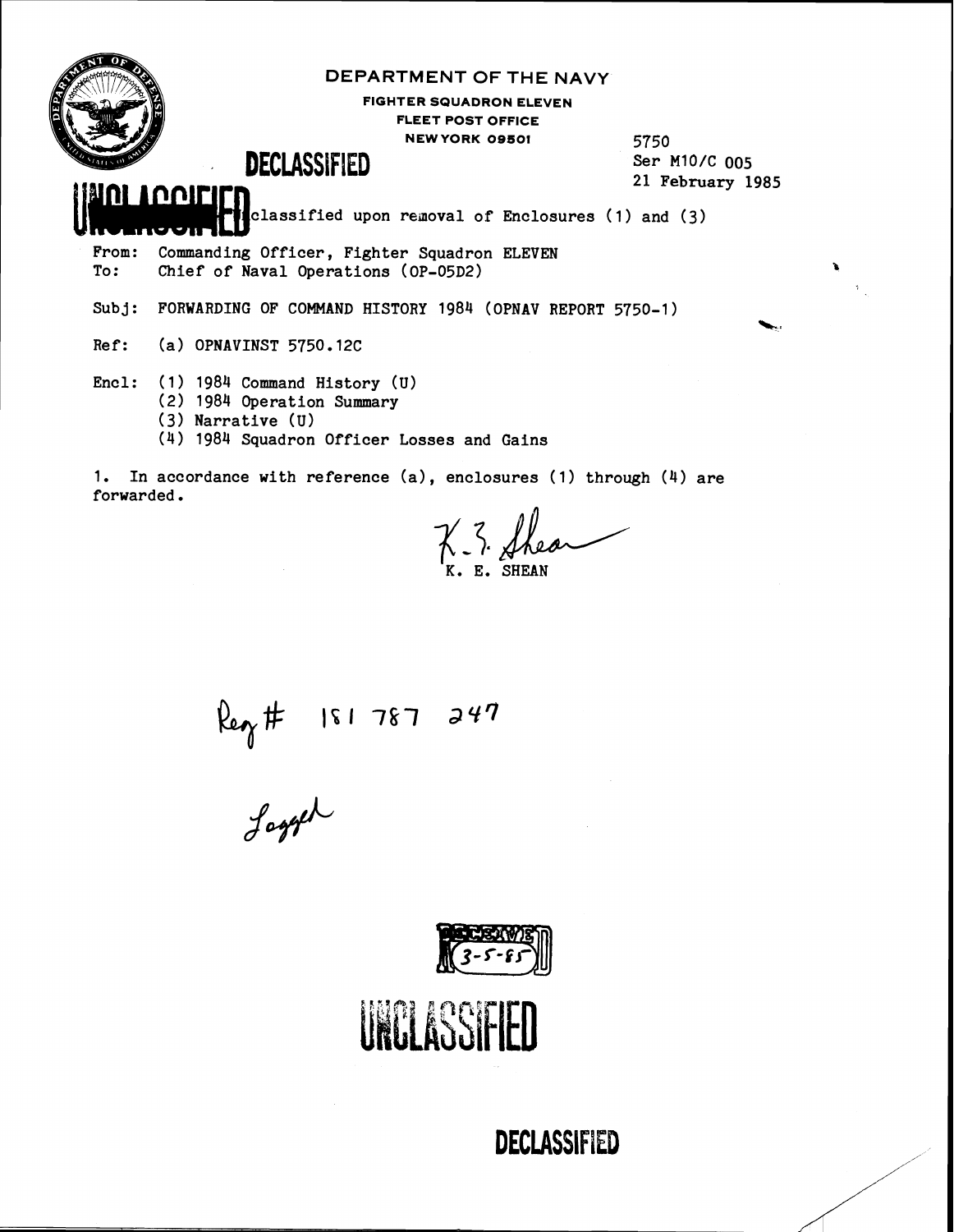DEPARTMENT OF THE NAVY

FIGHTER SQUADRON ELEVEN
FLEET POST OFFICE
NEW YORK 09501

DECLASSIFIED

5750
Ser M10/C 005
21 February 1985

UNCLASSIFIED

Unclassified upon removal of Enclosures (1) and (3)

From: Commanding Officer, Fighter Squadron ELEVEN
To: Chief of Naval Operations (OP-05D2)

Subj: FORWARDING OF COMMAND HISTORY 1984 (OPNAV REPORT 5750-1)

Ref: (a) OPNAVINST 5750.12C

Encl: (1) 1984 Command History (U)
(2) 1984 Operation Summary
(3) Narrative (U)
(4) 1984 Squadron Officer Losses and Gains

1. In accordance with reference (a), enclosures (1) through (4) are forwarded.

K. E. Shean
K. E. SHEAN

Reg # 181 787 247

Logged

RECEIVED 3-5-85

UNCLASSIFIED

DECLASSIFIED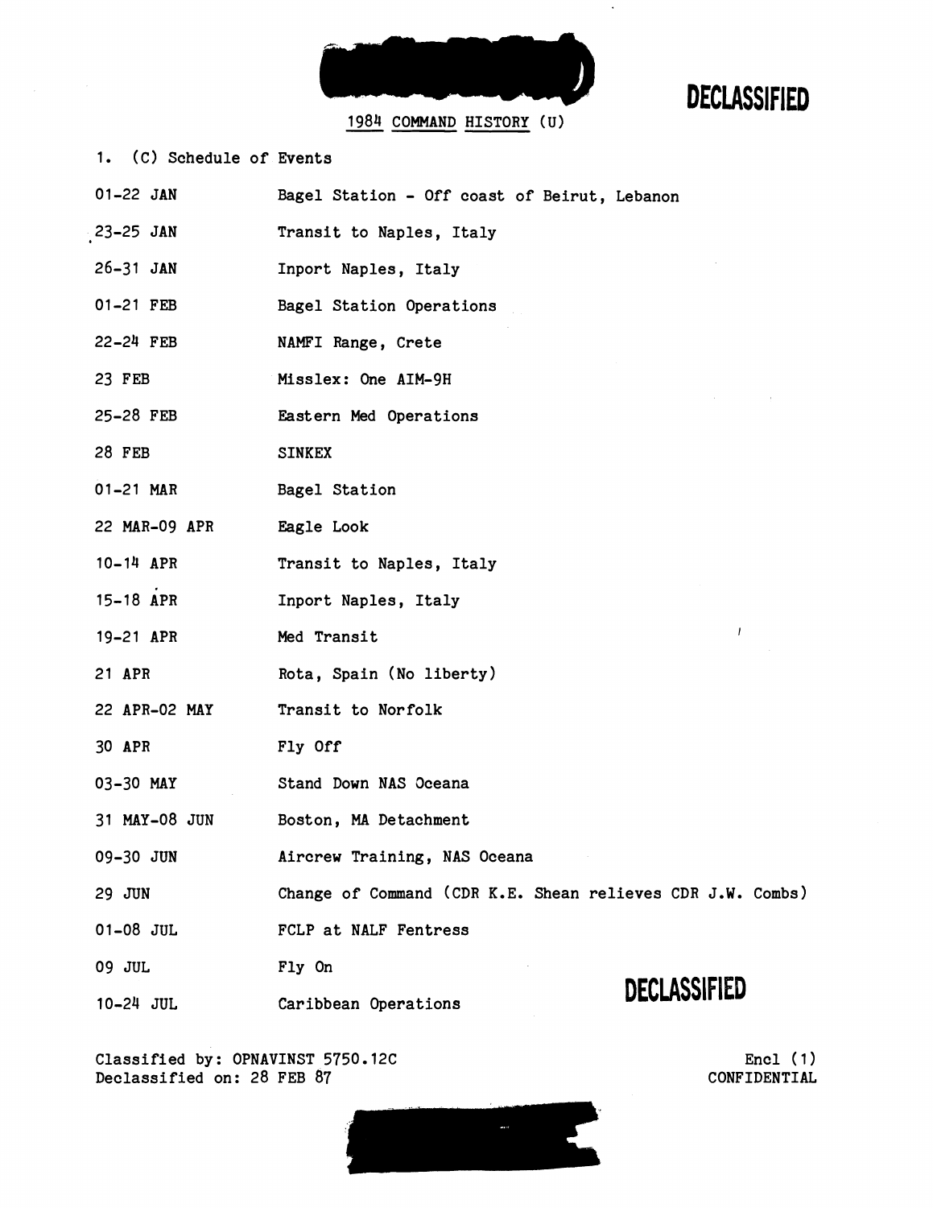DECLASSIFIED

1984 COMMAND HISTORY (U)

1. (C) Schedule of Events

| | |
|---|---|
| 01-22 JAN | Bagel Station - Off coast of Beirut, Lebanon |
| 23-25 JAN | Transit to Naples, Italy |
| 26-31 JAN | Inport Naples, Italy |
| 01-21 FEB | Bagel Station Operations |
| 22-24 FEB | NAMFI Range, Crete |
| 23 FEB | Misslex: One AIM-9H |
| 25-28 FEB | Eastern Med Operations |
| 28 FEB | SINKEX |
| 01-21 MAR | Bagel Station |
| 22 MAR-09 APR | Eagle Look |
| 10-14 APR | Transit to Naples, Italy |
| 15-18 APR | Inport Naples, Italy |
| 19-21 APR | Med Transit |
| 21 APR | Rota, Spain (No liberty) |
| 22 APR-02 MAY | Transit to Norfolk |
| 30 APR | Fly Off |
| 03-30 MAY | Stand Down NAS Oceana |
| 31 MAY-08 JUN | Boston, MA Detachment |
| 09-30 JUN | Aircrew Training, NAS Oceana |
| 29 JUN | Change of Command (CDR K.E. Shean relieves CDR J.W. Combs) |
| 01-08 JUL | FCLP at NALF Fentress |
| 09 JUL | Fly On |
| 10-24 JUL | Caribbean Operations |

DECLASSIFIED

Classified by: OPNAVINST 5750.12C
Declassified on: 28 FEB 87

Encl (1)
CONFIDENTIAL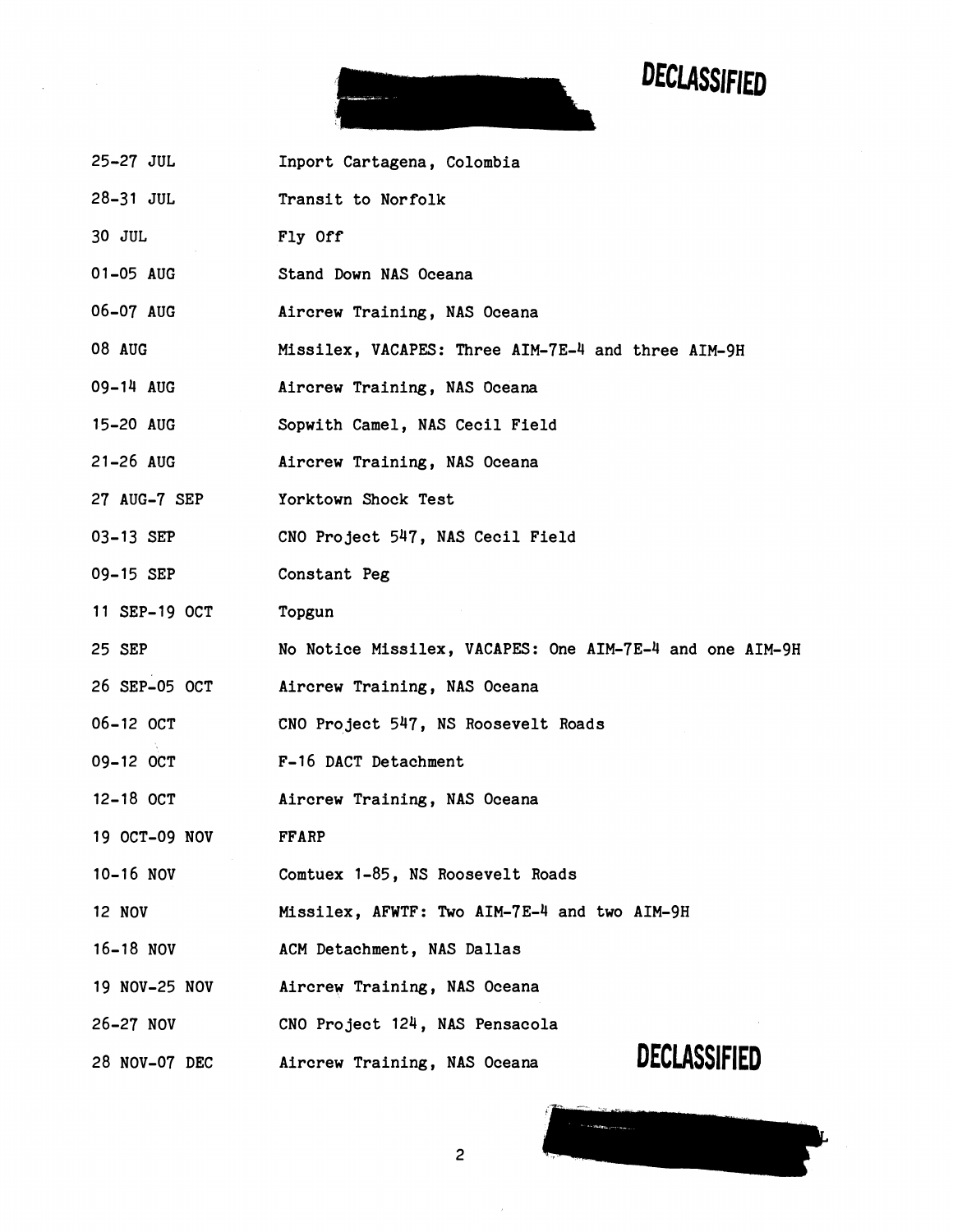DECLASSIFIED

| | |
|---|---|
| 25-27 JUL | Inport Cartagena, Colombia |
| 28-31 JUL | Transit to Norfolk |
| 30 JUL | Fly Off |
| 01-05 AUG | Stand Down NAS Oceana |
| 06-07 AUG | Aircrew Training, NAS Oceana |
| 08 AUG | Missilex, VACAPES: Three AIM-7E-4 and three AIM-9H |
| 09-14 AUG | Aircrew Training, NAS Oceana |
| 15-20 AUG | Sopwith Camel, NAS Cecil Field |
| 21-26 AUG | Aircrew Training, NAS Oceana |
| 27 AUG-7 SEP | Yorktown Shock Test |
| 03-13 SEP | CNO Project 547, NAS Cecil Field |
| 09-15 SEP | Constant Peg |
| 11 SEP-19 OCT | Topgun |
| 25 SEP | No Notice Missilex, VACAPES: One AIM-7E-4 and one AIM-9H |
| 26 SEP-05 OCT | Aircrew Training, NAS Oceana |
| 06-12 OCT | CNO Project 547, NS Roosevelt Roads |
| 09-12 OCT | F-16 DACT Detachment |
| 12-18 OCT | Aircrew Training, NAS Oceana |
| 19 OCT-09 NOV | FFARP |
| 10-16 NOV | Comtuex 1-85, NS Roosevelt Roads |
| 12 NOV | Missilex, AFWTF: Two AIM-7E-4 and two AIM-9H |
| 16-18 NOV | ACM Detachment, NAS Dallas |
| 19 NOV-25 NOV | Aircrew Training, NAS Oceana |
| 26-27 NOV | CNO Project 124, NAS Pensacola |
| 28 NOV-07 DEC | Aircrew Training, NAS Oceana |

DECLASSIFIED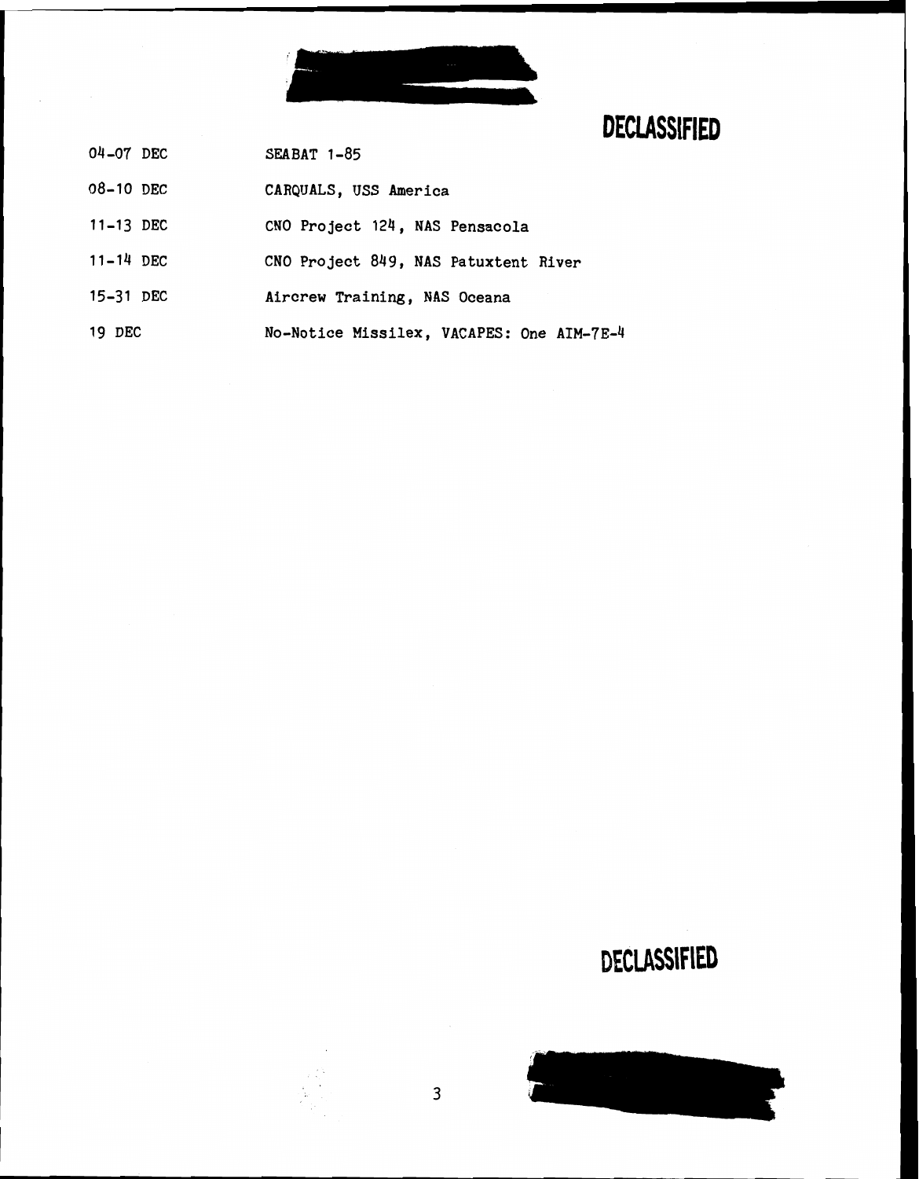DECLASSIFIED

| | |
|---|---|
| 04-07 DEC | SEABAT 1-85 |
| 08-10 DEC | CARQUALS, USS America |
| 11-13 DEC | CNO Project 124, NAS Pensacola |
| 11-14 DEC | CNO Project 849, NAS Patuxtent River |
| 15-31 DEC | Aircrew Training, NAS Oceana |
| 19 DEC | No-Notice Missilex, VACAPES: One AIM-7E-4 |

DECLASSIFIED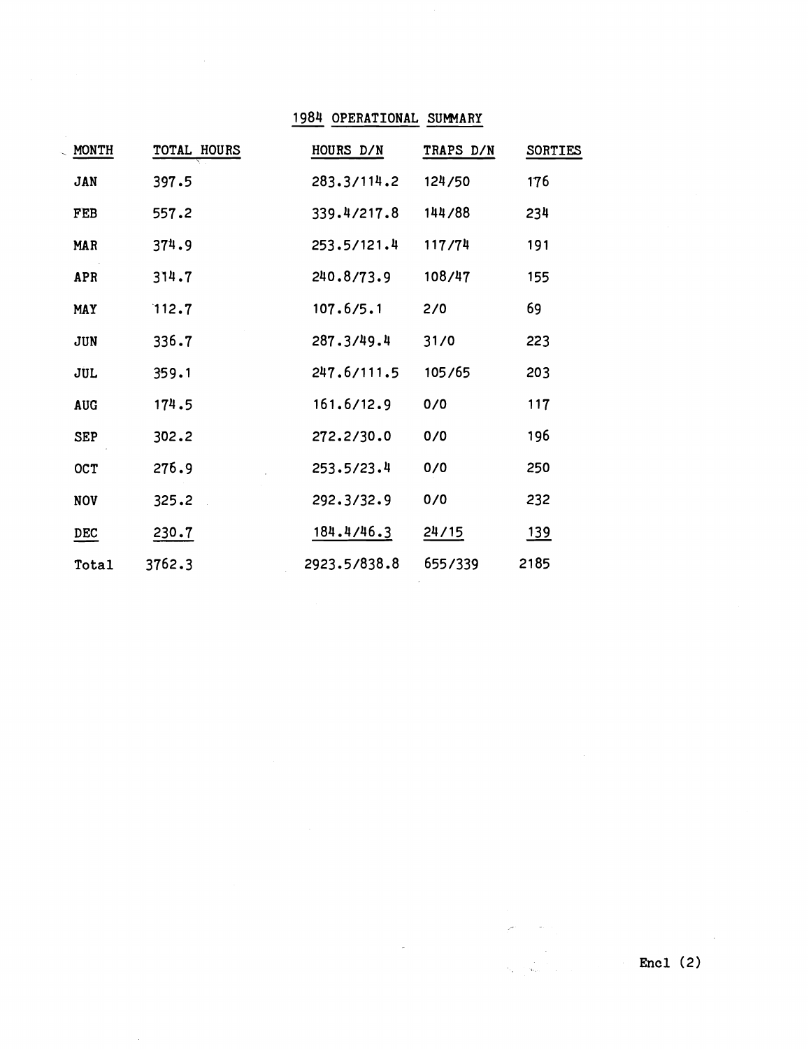# 1984 OPERATIONAL SUMMARY

| MONTH | TOTAL HOURS | HOURS D/N | TRAPS D/N | SORTIES |
|---|---|---|---|---|
| JAN | 397.5 | 283.3/114.2 | 124/50 | 176 |
| FEB | 557.2 | 339.4/217.8 | 144/88 | 234 |
| MAR | 374.9 | 253.5/121.4 | 117/74 | 191 |
| APR | 314.7 | 240.8/73.9 | 108/47 | 155 |
| MAY | 112.7 | 107.6/5.1 | 2/0 | 69 |
| JUN | 336.7 | 287.3/49.4 | 31/0 | 223 |
| JUL | 359.1 | 247.6/111.5 | 105/65 | 203 |
| AUG | 174.5 | 161.6/12.9 | 0/0 | 117 |
| SEP | 302.2 | 272.2/30.0 | 0/0 | 196 |
| OCT | 276.9 | 253.5/23.4 | 0/0 | 250 |
| NOV | 325.2 | 292.3/32.9 | 0/0 | 232 |
| DEC | 230.7 | 184.4/46.3 | 24/15 | 139 |
| Total | 3762.3 | 2923.5/838.8 | 655/339 | 2185 |

Encl (2)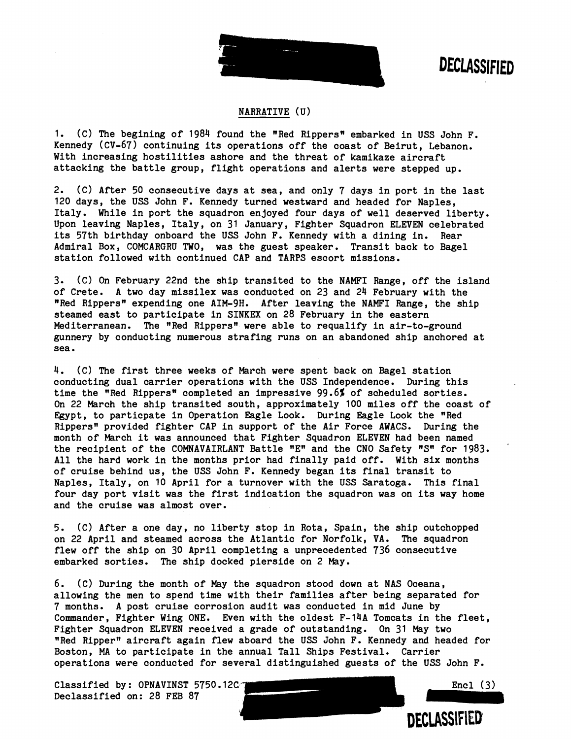DECLASSIFIED

## NARRATIVE (U)

1. (C) The begining of 1984 found the "Red Rippers" embarked in USS John F. Kennedy (CV-67) continuing its operations off the coast of Beirut, Lebanon. With increasing hostilities ashore and the threat of kamikaze aircraft attacking the battle group, flight operations and alerts were stepped up.

2. (C) After 50 consecutive days at sea, and only 7 days in port in the last 120 days, the USS John F. Kennedy turned westward and headed for Naples, Italy. While in port the squadron enjoyed four days of well deserved liberty. Upon leaving Naples, Italy, on 31 January, Fighter Squadron ELEVEN celebrated its 57th birthday onboard the USS John F. Kennedy with a dining in. Rear Admiral Box, COMCARGRU TWO, was the guest speaker. Transit back to Bagel station followed with continued CAP and TARPS escort missions.

3. (C) On February 22nd the ship transited to the NAMFI Range, off the island of Crete. A two day missilex was conducted on 23 and 24 February with the "Red Rippers" expending one AIM-9H. After leaving the NAMFI Range, the ship steamed east to participate in SINKEX on 28 February in the eastern Mediterranean. The "Red Rippers" were able to requalify in air-to-ground gunnery by conducting numerous strafing runs on an abandoned ship anchored at sea.

4. (C) The first three weeks of March were spent back on Bagel station conducting dual carrier operations with the USS Independence. During this time the "Red Rippers" completed an impressive 99.6% of scheduled sorties. On 22 March the ship transited south, approximately 100 miles off the coast of Egypt, to particpate in Operation Eagle Look. During Eagle Look the "Red Rippers" provided fighter CAP in support of the Air Force AWACS. During the month of March it was announced that Fighter Squadron ELEVEN had been named the recipient of the COMNAVAIRLANT Battle "E" and the CNO Safety "S" for 1983. All the hard work in the months prior had finally paid off. With six months of cruise behind us, the USS John F. Kennedy began its final transit to Naples, Italy, on 10 April for a turnover with the USS Saratoga. This final four day port visit was the first indication the squadron was on its way home and the cruise was almost over.

5. (C) After a one day, no liberty stop in Rota, Spain, the ship outchopped on 22 April and steamed across the Atlantic for Norfolk, VA. The squadron flew off the ship on 30 April completing a unprecedented 736 consecutive embarked sorties. The ship docked pierside on 2 May.

6. (C) During the month of May the squadron stood down at NAS Oceana, allowing the men to spend time with their families after being separated for 7 months. A post cruise corrosion audit was conducted in mid June by Commander, Fighter Wing ONE. Even with the oldest F-14A Tomcats in the fleet, Fighter Squadron ELEVEN received a grade of outstanding. On 31 May two "Red Ripper" aircraft again flew aboard the USS John F. Kennedy and headed for Boston, MA to participate in the annual Tall Ships Festival. Carrier operations were conducted for several distinguished guests of the USS John F.

Classified by: OPNAVINST 5750.12C
Declassified on: 28 FEB 87

Encl (3)

DECLASSIFIED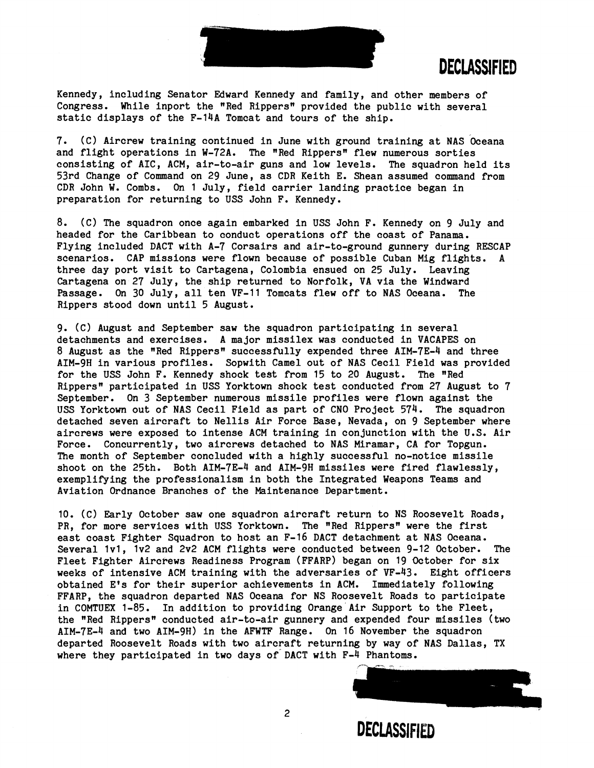Kennedy, including Senator Edward Kennedy and family, and other members of Congress. While inport the "Red Rippers" provided the public with several static displays of the F-14A Tomcat and tours of the ship.

7. (C) Aircrew training continued in June with ground training at NAS Oceana and flight operations in W-72A. The "Red Rippers" flew numerous sorties consisting of AIC, ACM, air-to-air guns and low levels. The squadron held its 53rd Change of Command on 29 June, as CDR Keith E. Shean assumed command from CDR John W. Combs. On 1 July, field carrier landing practice began in preparation for returning to USS John F. Kennedy.

8. (C) The squadron once again embarked in USS John F. Kennedy on 9 July and headed for the Caribbean to conduct operations off the coast of Panama. Flying included DACT with A-7 Corsairs and air-to-ground gunnery during RESCAP scenarios. CAP missions were flown because of possible Cuban Mig flights. A three day port visit to Cartagena, Colombia ensued on 25 July. Leaving Cartagena on 27 July, the ship returned to Norfolk, VA via the Windward Passage. On 30 July, all ten VF-11 Tomcats flew off to NAS Oceana. The Rippers stood down until 5 August.

9. (C) August and September saw the squadron participating in several detachments and exercises. A major missilex was conducted in VACAPES on 8 August as the "Red Rippers" successfully expended three AIM-7E-4 and three AIM-9H in various profiles. Sopwith Camel out of NAS Cecil Field was provided for the USS John F. Kennedy shock test from 15 to 20 August. The "Red Rippers" participated in USS Yorktown shock test conducted from 27 August to 7 September. On 3 September numerous missile profiles were flown against the USS Yorktown out of NAS Cecil Field as part of CNO Project 574. The squadron detached seven aircraft to Nellis Air Force Base, Nevada, on 9 September where aircrews were exposed to intense ACM training in conjunction with the U.S. Air Force. Concurrently, two aircrews detached to NAS Miramar, CA for Topgun. The month of September concluded with a highly successful no-notice missile shoot on the 25th. Both AIM-7E-4 and AIM-9H missiles were fired flawlessly, exemplifying the professionalism in both the Integrated Weapons Teams and Aviation Ordnance Branches of the Maintenance Department.

10. (C) Early October saw one squadron aircraft return to NS Roosevelt Roads, PR, for more services with USS Yorktown. The "Red Rippers" were the first east coast Fighter Squadron to host an F-16 DACT detachment at NAS Oceana. Several 1v1, 1v2 and 2v2 ACM flights were conducted between 9-12 October. The Fleet Fighter Aircrews Readiness Program (FFARP) began on 19 October for six weeks of intensive ACM training with the adversaries of VF-43. Eight officers obtained E's for their superior achievements in ACM. Immediately following FFARP, the squadron departed NAS Oceana for NS Roosevelt Roads to participate in COMTUEX 1-85. In addition to providing Orange Air Support to the Fleet, the "Red Rippers" conducted air-to-air gunnery and expended four missiles (two AIM-7E-4 and two AIM-9H) in the AFWTF Range. On 16 November the squadron departed Roosevelt Roads with two aircraft returning by way of NAS Dallas, TX where they participated in two days of DACT with F-4 Phantoms.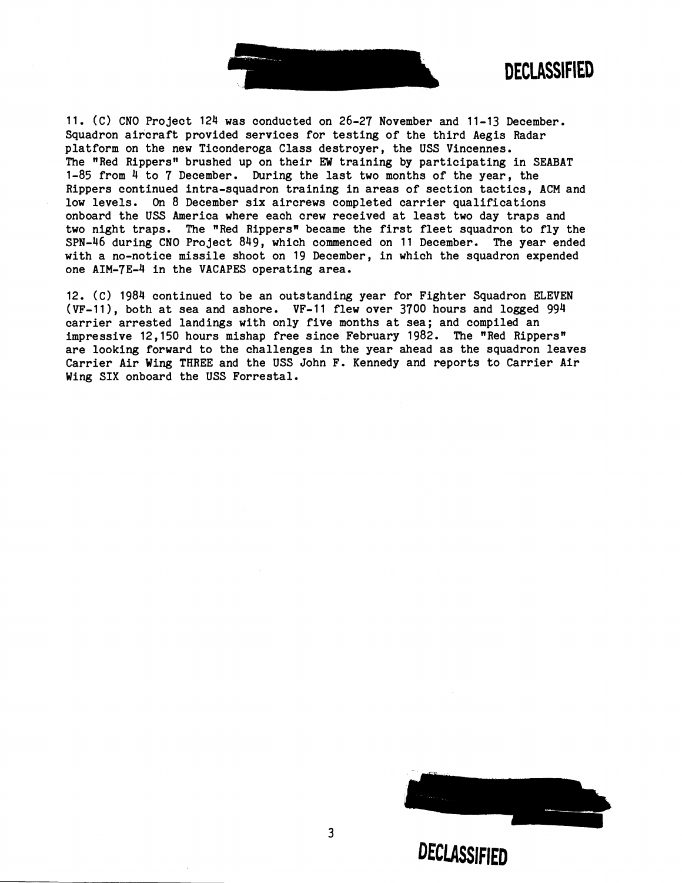11. (C) CNO Project 124 was conducted on 26-27 November and 11-13 December. Squadron aircraft provided services for testing of the third Aegis Radar platform on the new Ticonderoga Class destroyer, the USS Vincennes. The "Red Rippers" brushed up on their EW training by participating in SEABAT 1-85 from 4 to 7 December. During the last two months of the year, the Rippers continued intra-squadron training in areas of section tactics, ACM and low levels. On 8 December six aircrews completed carrier qualifications onboard the USS America where each crew received at least two day traps and two night traps. The "Red Rippers" became the first fleet squadron to fly the SPN-46 during CNO Project 849, which commenced on 11 December. The year ended with a no-notice missile shoot on 19 December, in which the squadron expended one AIM-7E-4 in the VACAPES operating area.

12. (C) 1984 continued to be an outstanding year for Fighter Squadron ELEVEN (VF-11), both at sea and ashore. VF-11 flew over 3700 hours and logged 994 carrier arrested landings with only five months at sea; and compiled an impressive 12,150 hours mishap free since February 1982. The "Red Rippers" are looking forward to the challenges in the year ahead as the squadron leaves Carrier Air Wing THREE and the USS John F. Kennedy and reports to Carrier Air Wing SIX onboard the USS Forrestal.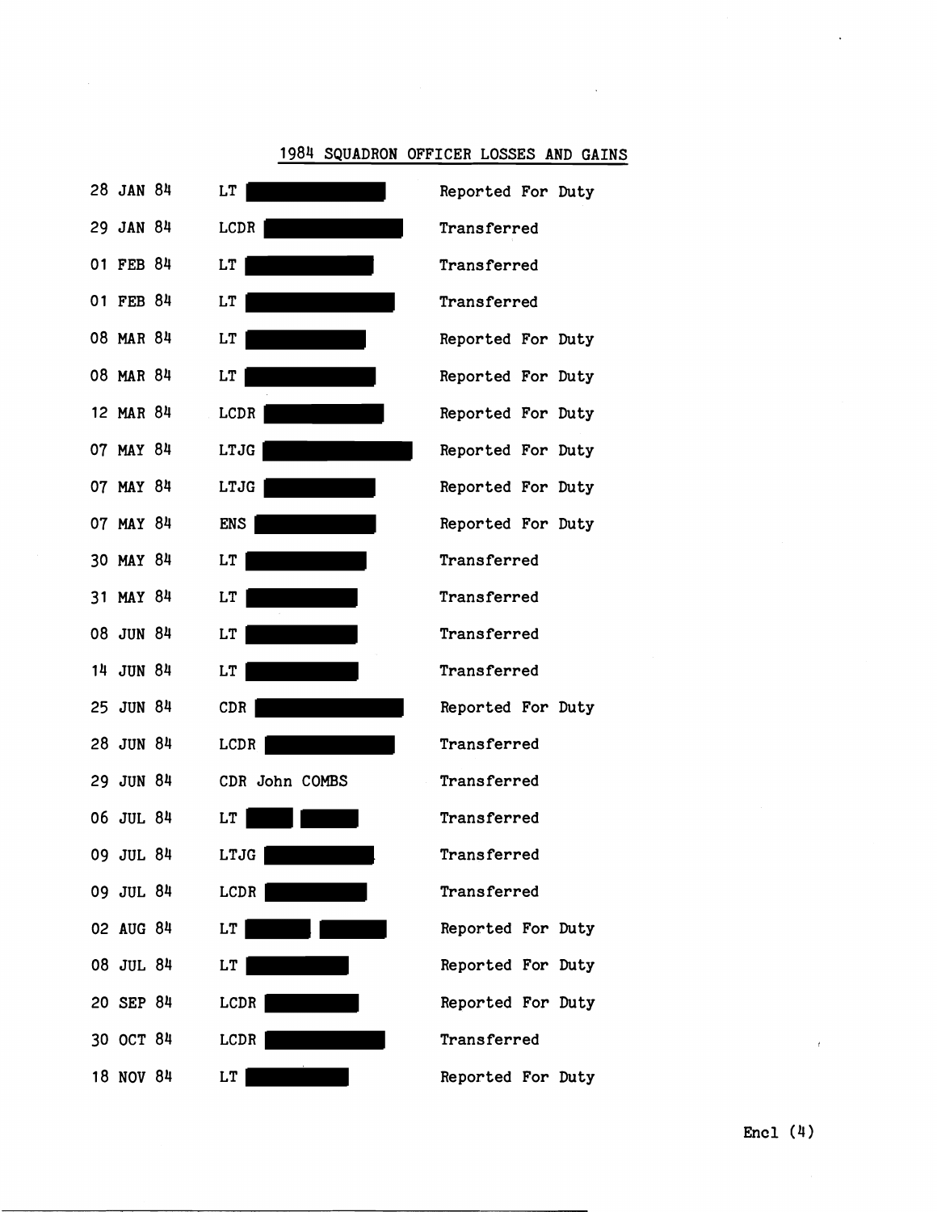# 1984 SQUADRON OFFICER LOSSES AND GAINS

| | | |
|---|---|---|
| 28 JAN 84 | LT | Reported For Duty |
| 29 JAN 84 | LCDR | Transferred |
| 01 FEB 84 | LT | Transferred |
| 01 FEB 84 | LT | Transferred |
| 08 MAR 84 | LT | Reported For Duty |
| 08 MAR 84 | LT | Reported For Duty |
| 12 MAR 84 | LCDR | Reported For Duty |
| 07 MAY 84 | LTJG | Reported For Duty |
| 07 MAY 84 | LTJG | Reported For Duty |
| 07 MAY 84 | ENS | Reported For Duty |
| 30 MAY 84 | LT | Transferred |
| 31 MAY 84 | LT | Transferred |
| 08 JUN 84 | LT | Transferred |
| 14 JUN 84 | LT | Transferred |
| 25 JUN 84 | CDR | Reported For Duty |
| 28 JUN 84 | LCDR | Transferred |
| 29 JUN 84 | CDR John COMBS | Transferred |
| 06 JUL 84 | LT | Transferred |
| 09 JUL 84 | LTJG | Transferred |
| 09 JUL 84 | LCDR | Transferred |
| 02 AUG 84 | LT | Reported For Duty |
| 08 JUL 84 | LT | Reported For Duty |
| 20 SEP 84 | LCDR | Reported For Duty |
| 30 OCT 84 | LCDR | Transferred |
| 18 NOV 84 | LT | Reported For Duty |

Encl (4)